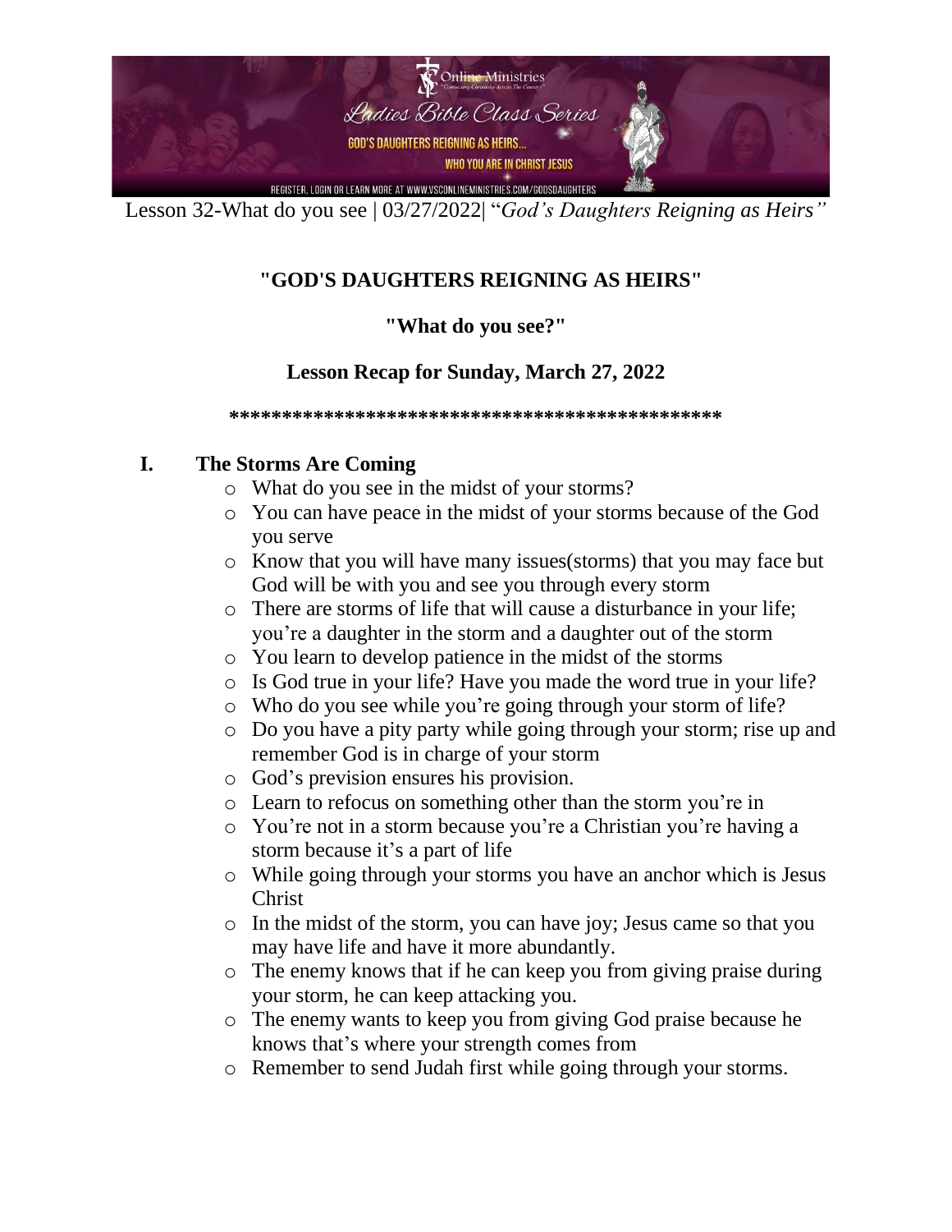Lesson 32-What do you see | 03/27/2022| "*God's Daughters Reigning as Heirs"*

# "GOD'S DAUGHTERS REIGNING AS HEIRS"

## "What do you see?"

## Lesson Recap for Sunday, March 27, 2022

**************************************************

## I. The Storms Are Coming

- What do you see in the midst of your storms?
- You can have peace in the midst of your storms because of the God you serve
- Know that you will have many issues(storms) that you may face but God will be with you and see you through every storm
- There are storms of life that will cause a disturbance in your life; you're a daughter in the storm and a daughter out of the storm
- You learn to develop patience in the midst of the storms
- Is God true in your life? Have you made the word true in your life?
- Who do you see while you're going through your storm of life?
- Do you have a pity party while going through your storm; rise up and remember God is in charge of your storm
- God's prevision ensures his provision.
- Learn to refocus on something other than the storm you're in
- You're not in a storm because you're a Christian you're having a storm because it's a part of life
- While going through your storms you have an anchor which is Jesus Christ
- In the midst of the storm, you can have joy; Jesus came so that you may have life and have it more abundantly.
- The enemy knows that if he can keep you from giving praise during your storm, he can keep attacking you.
- The enemy wants to keep you from giving God praise because he knows that's where your strength comes from
- Remember to send Judah first while going through your storms.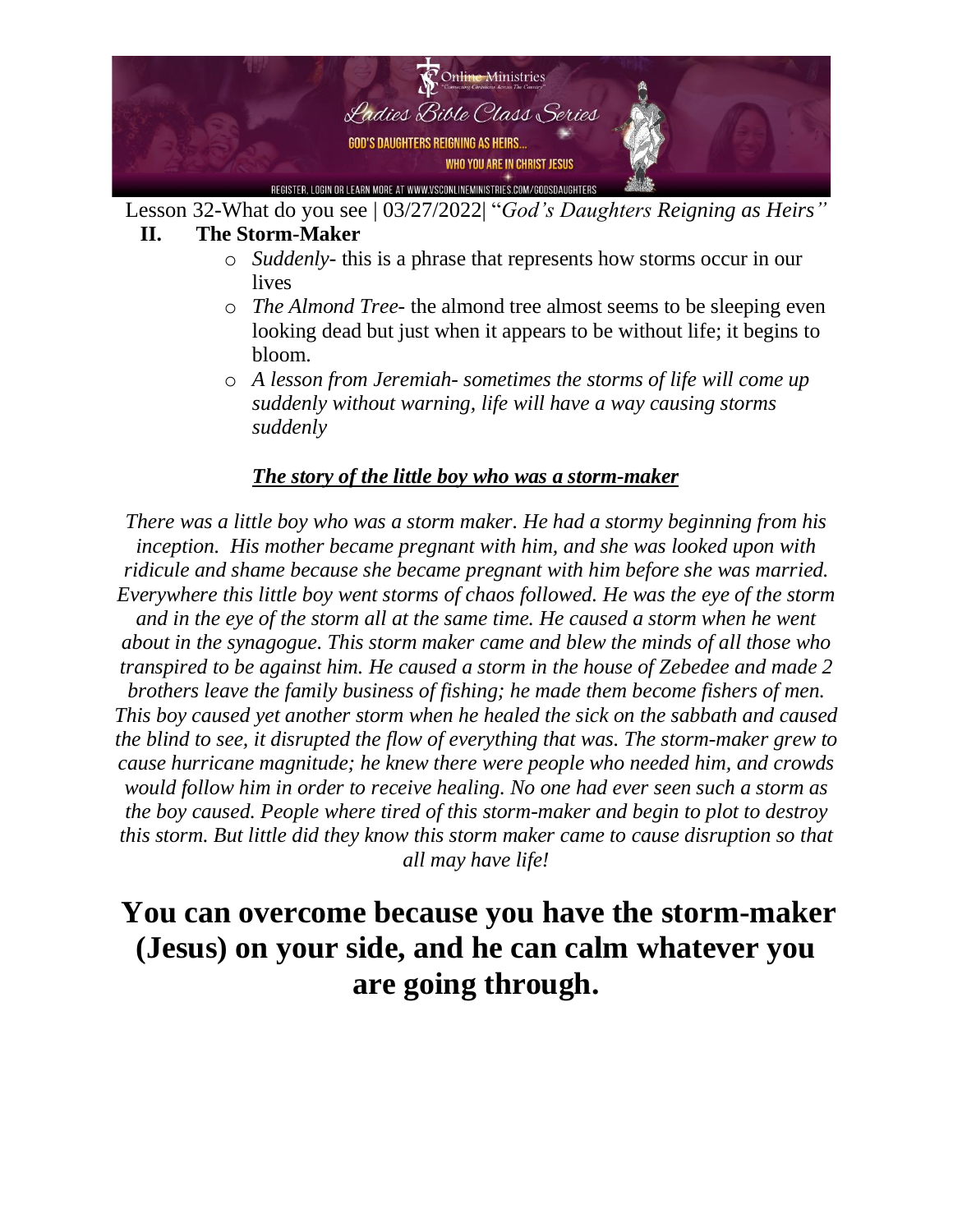Lesson 32-What do you see | 03/27/2022| "*God's Daughters Reigning as Heirs"*

## II. The Storm-Maker

- *Suddenly*- this is a phrase that represents how storms occur in our lives
- *The Almond Tree*- the almond tree almost seems to be sleeping even looking dead but just when it appears to be without life; it begins to bloom.
- *A lesson from Jeremiah- sometimes the storms of life will come up suddenly without warning, life will have a way causing storms suddenly*

***<u>The story of the little boy who was a storm-maker</u>***

*There was a little boy who was a storm maker. He had a stormy beginning from his inception. His mother became pregnant with him, and she was looked upon with ridicule and shame because she became pregnant with him before she was married. Everywhere this little boy went storms of chaos followed. He was the eye of the storm and in the eye of the storm all at the same time. He caused a storm when he went about in the synagogue. This storm maker came and blew the minds of all those who transpired to be against him. He caused a storm in the house of Zebedee and made 2 brothers leave the family business of fishing; he made them become fishers of men. This boy caused yet another storm when he healed the sick on the sabbath and caused the blind to see, it disrupted the flow of everything that was. The storm-maker grew to cause hurricane magnitude; he knew there were people who needed him, and crowds would follow him in order to receive healing. No one had ever seen such a storm as the boy caused. People where tired of this storm-maker and begin to plot to destroy this storm. But little did they know this storm maker came to cause disruption so that all may have life!*

**You can overcome because you have the storm-maker (Jesus) on your side, and he can calm whatever you are going through.**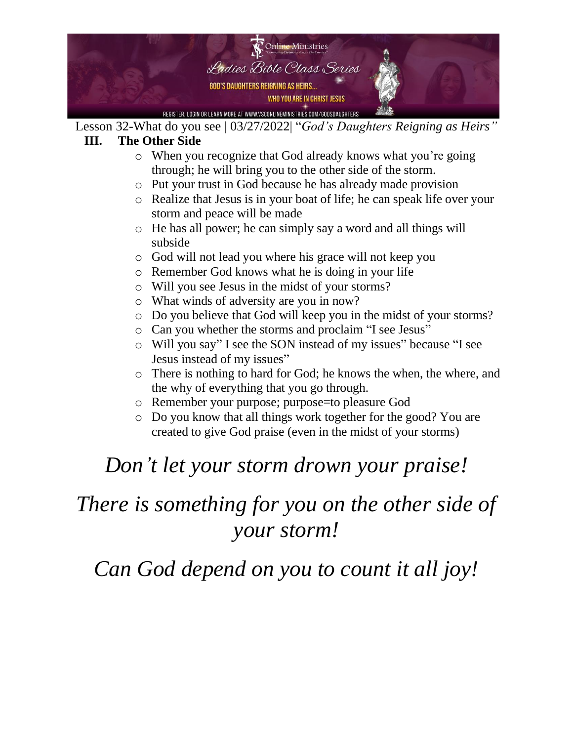Lesson 32-What do you see | 03/27/2022| "*God's Daughters Reigning as Heirs"*

## III. The Other Side

- When you recognize that God already knows what you're going through; he will bring you to the other side of the storm.
- Put your trust in God because he has already made provision
- Realize that Jesus is in your boat of life; he can speak life over your storm and peace will be made
- He has all power; he can simply say a word and all things will subside
- God will not lead you where his grace will not keep you
- Remember God knows what he is doing in your life
- Will you see Jesus in the midst of your storms?
- What winds of adversity are you in now?
- Do you believe that God will keep you in the midst of your storms?
- Can you whether the storms and proclaim "I see Jesus"
- Will you say" I see the SON instead of my issues" because "I see Jesus instead of my issues"
- There is nothing to hard for God; he knows the when, the where, and the why of everything that you go through.
- Remember your purpose; purpose=to pleasure God
- Do you know that all things work together for the good? You are created to give God praise (even in the midst of your storms)

*Don't let your storm drown your praise!*

*There is something for you on the other side of your storm!*

*Can God depend on you to count it all joy!*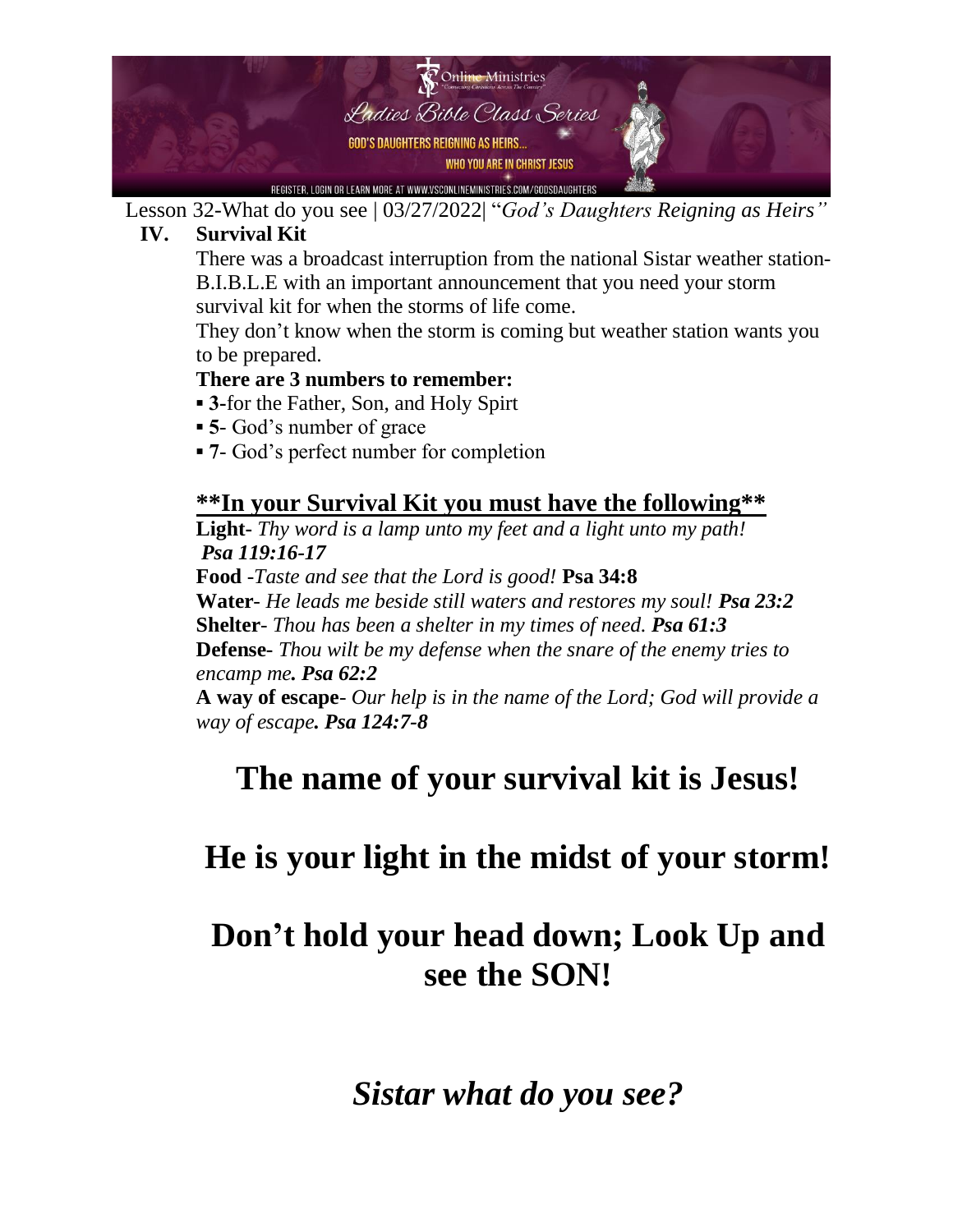Lesson 32-What do you see | 03/27/2022| "*God's Daughters Reigning as Heirs"*

## IV. Survival Kit

There was a broadcast interruption from the national Sistar weather station-B.I.B.L.E with an important announcement that you need your storm survival kit for when the storms of life come.

They don't know when the storm is coming but weather station wants you to be prepared.

**There are 3 numbers to remember:**

- **3**-for the Father, Son, and Holy Spirt
- **5**- God's number of grace
- **7**- God's perfect number for completion

### **<u>**In your Survival Kit you must have the following**</u>**

**Light**- *Thy word is a lamp unto my feet and a light unto my path!* ***Psa 119:16-17***

**Food** -*Taste and see that the Lord is good!* **Psa 34:8**

**Water**- *He leads me beside still waters and restores my soul!* ***Psa 23:2***

**Shelter**- *Thou has been a shelter in my times of need.* ***Psa 61:3***

**Defense**- *Thou wilt be my defense when the snare of the enemy tries to encamp me****. Psa 62:2***

**A way of escape**- *Our help is in the name of the Lord; God will provide a way of escape****. Psa 124:7-8***

# The name of your survival kit is Jesus!

# He is your light in the midst of your storm!

# Don't hold your head down; Look Up and see the SON!

# *Sistar what do you see?*